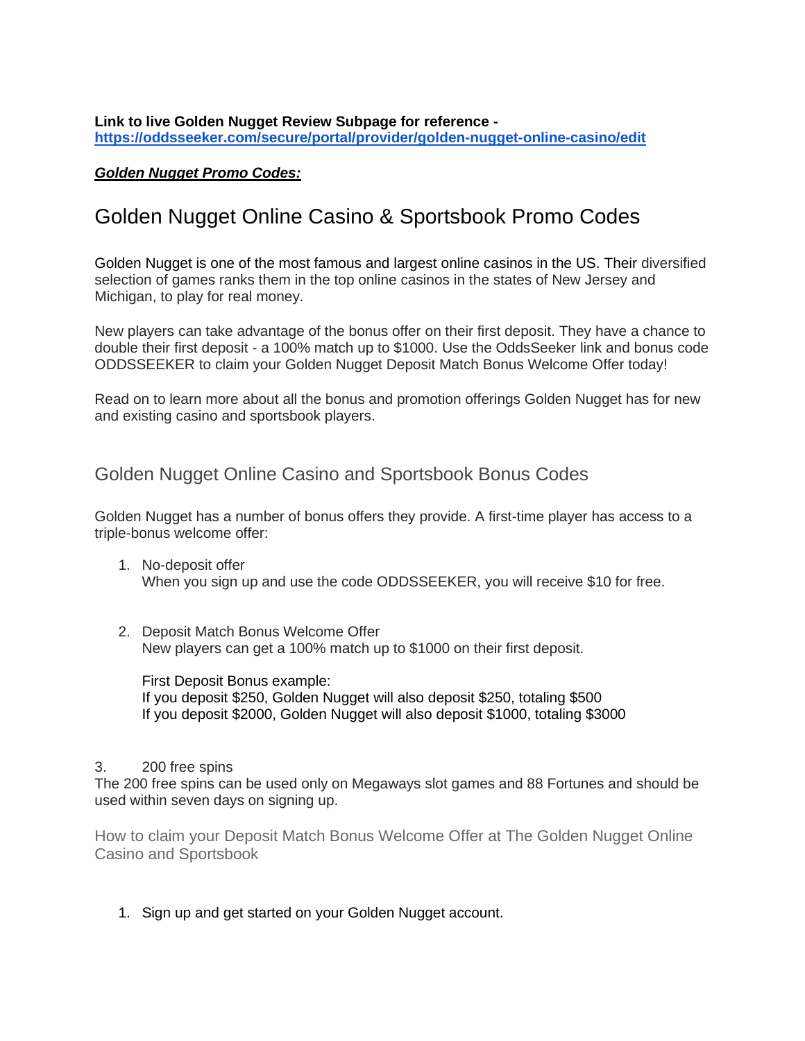**Link to live Golden Nugget Review Subpage for reference -**
**https://oddsseeker.com/secure/portal/provider/golden-nugget-online-casino/edit**

***Golden Nugget Promo Codes:***

# Golden Nugget Online Casino & Sportsbook Promo Codes

Golden Nugget is one of the most famous and largest online casinos in the US. Their diversified selection of games ranks them in the top online casinos in the states of New Jersey and Michigan, to play for real money.

New players can take advantage of the bonus offer on their first deposit. They have a chance to double their first deposit - a 100% match up to $1000. Use the OddsSeeker link and bonus code ODDSSEEKER to claim your Golden Nugget Deposit Match Bonus Welcome Offer today!

Read on to learn more about all the bonus and promotion offerings Golden Nugget has for new and existing casino and sportsbook players.

## Golden Nugget Online Casino and Sportsbook Bonus Codes

Golden Nugget has a number of bonus offers they provide. A first-time player has access to a triple-bonus welcome offer:

1. No-deposit offer
   When you sign up and use the code ODDSSEEKER, you will receive $10 for free.

2. Deposit Match Bonus Welcome Offer
   New players can get a 100% match up to $1000 on their first deposit.

   First Deposit Bonus example:
   If you deposit $250, Golden Nugget will also deposit $250, totaling $500
   If you deposit $2000, Golden Nugget will also deposit $1000, totaling $3000

3. 200 free spins
The 200 free spins can be used only on Megaways slot games and 88 Fortunes and should be used within seven days on signing up.

### How to claim your Deposit Match Bonus Welcome Offer at The Golden Nugget Online Casino and Sportsbook

1. Sign up and get started on your Golden Nugget account.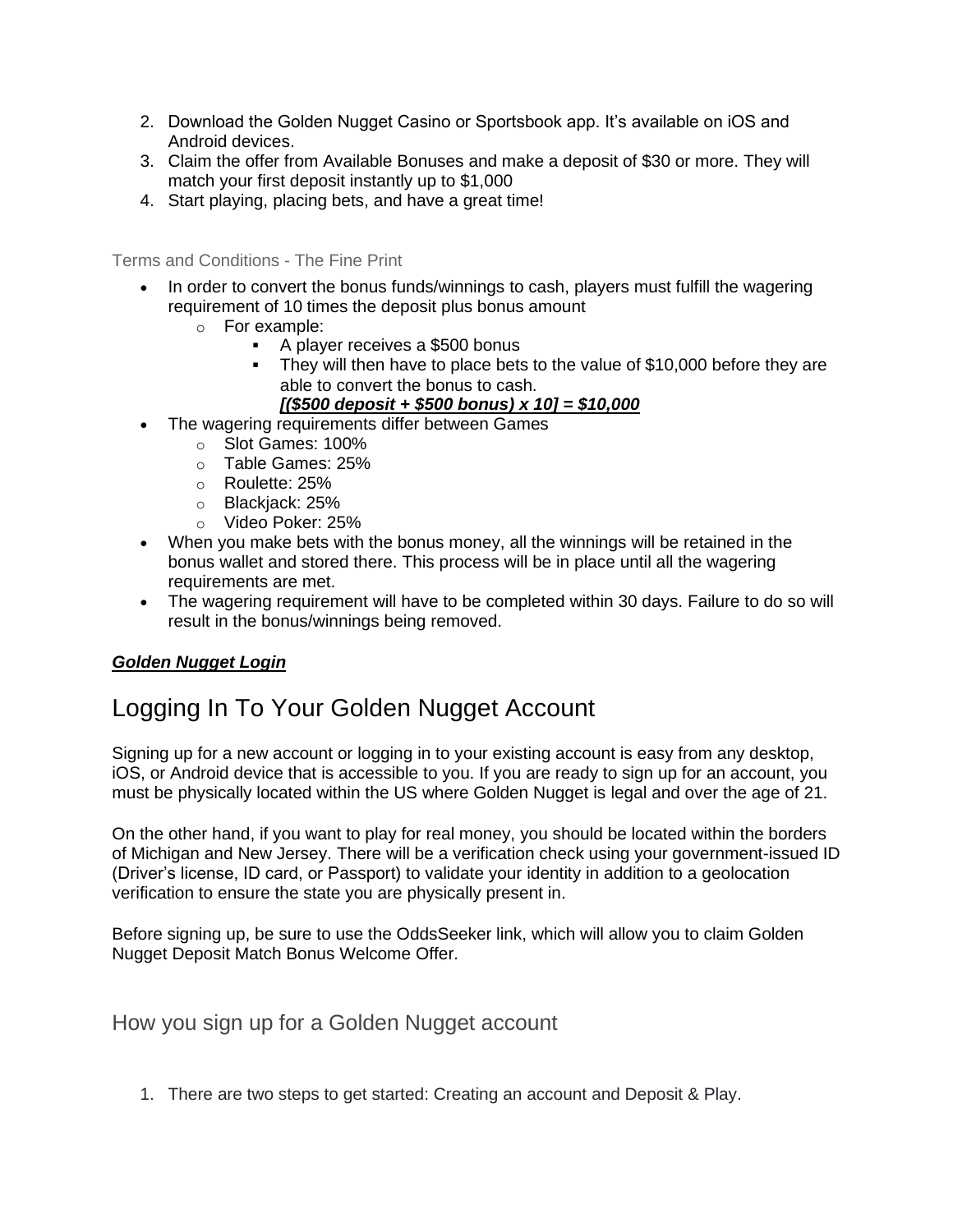2. Download the Golden Nugget Casino or Sportsbook app. It's available on iOS and Android devices.
3. Claim the offer from Available Bonuses and make a deposit of $30 or more. They will match your first deposit instantly up to $1,000
4. Start playing, placing bets, and have a great time!

### Terms and Conditions - The Fine Print

- In order to convert the bonus funds/winnings to cash, players must fulfill the wagering requirement of 10 times the deposit plus bonus amount
  - For example:
    - A player receives a $500 bonus
    - They will then have to place bets to the value of $10,000 before they are able to convert the bonus to cash.
      ***[($500 deposit + $500 bonus) x 10] = $10,000***
- The wagering requirements differ between Games
  - Slot Games: 100%
  - Table Games: 25%
  - Roulette: 25%
  - Blackjack: 25%
  - Video Poker: 25%
- When you make bets with the bonus money, all the winnings will be retained in the bonus wallet and stored there. This process will be in place until all the wagering requirements are met.
- The wagering requirement will have to be completed within 30 days. Failure to do so will result in the bonus/winnings being removed.

***Golden Nugget Login***

# Logging In To Your Golden Nugget Account

Signing up for a new account or logging in to your existing account is easy from any desktop, iOS, or Android device that is accessible to you. If you are ready to sign up for an account, you must be physically located within the US where Golden Nugget is legal and over the age of 21.

On the other hand, if you want to play for real money, you should be located within the borders of Michigan and New Jersey. There will be a verification check using your government-issued ID (Driver's license, ID card, or Passport) to validate your identity in addition to a geolocation verification to ensure the state you are physically present in.

Before signing up, be sure to use the OddsSeeker link, which will allow you to claim Golden Nugget Deposit Match Bonus Welcome Offer.

## How you sign up for a Golden Nugget account

1. There are two steps to get started: Creating an account and Deposit & Play.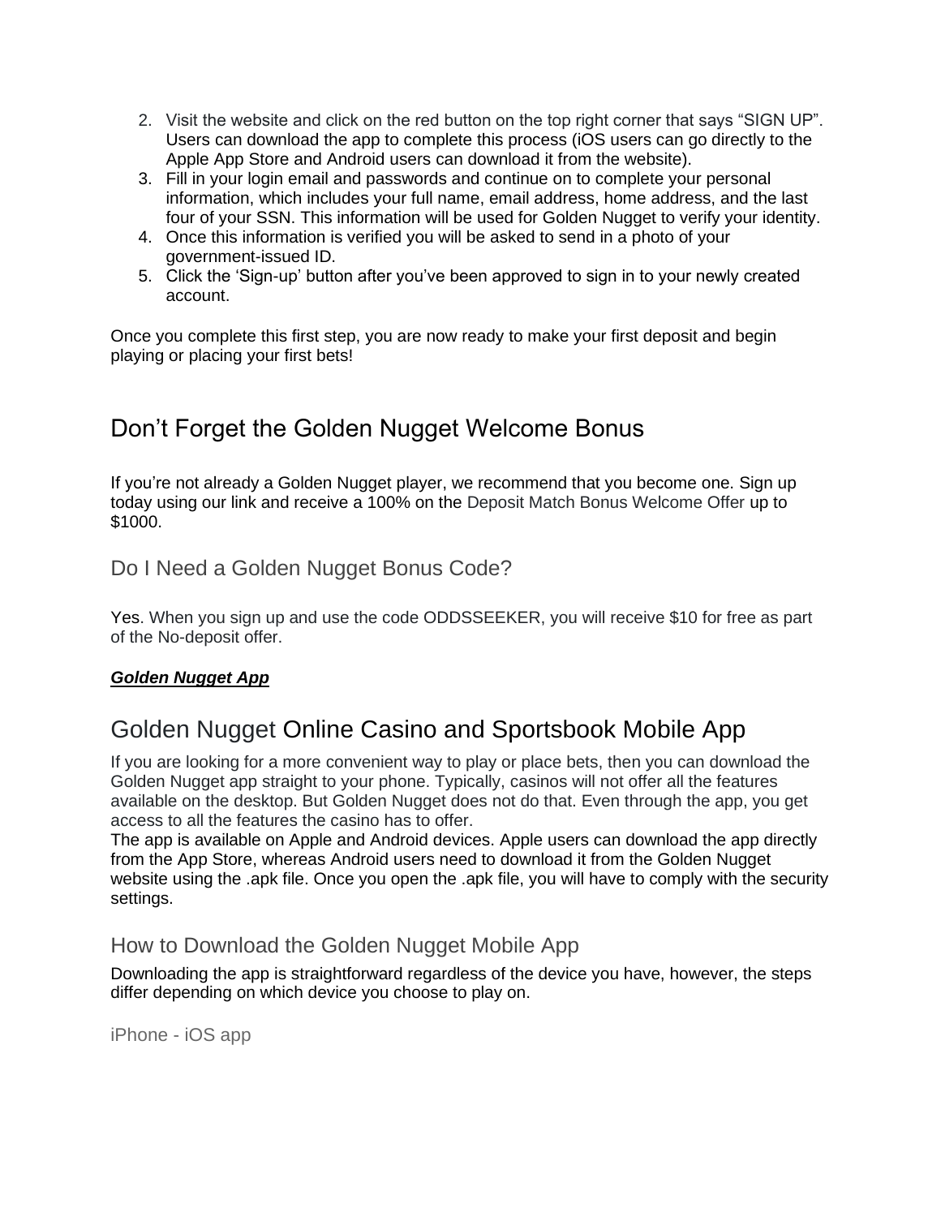2. Visit the website and click on the red button on the top right corner that says "SIGN UP". Users can download the app to complete this process (iOS users can go directly to the Apple App Store and Android users can download it from the website).
3. Fill in your login email and passwords and continue on to complete your personal information, which includes your full name, email address, home address, and the last four of your SSN. This information will be used for Golden Nugget to verify your identity.
4. Once this information is verified you will be asked to send in a photo of your government-issued ID.
5. Click the 'Sign-up' button after you've been approved to sign in to your newly created account.

Once you complete this first step, you are now ready to make your first deposit and begin playing or placing your first bets!

## Don't Forget the Golden Nugget Welcome Bonus

If you're not already a Golden Nugget player, we recommend that you become one. Sign up today using our link and receive a 100% on the Deposit Match Bonus Welcome Offer up to $1000.

### Do I Need a Golden Nugget Bonus Code?

Yes. When you sign up and use the code ODDSSEEKER, you will receive $10 for free as part of the No-deposit offer.

***Golden Nugget App***

## Golden Nugget Online Casino and Sportsbook Mobile App

If you are looking for a more convenient way to play or place bets, then you can download the Golden Nugget app straight to your phone. Typically, casinos will not offer all the features available on the desktop. But Golden Nugget does not do that. Even through the app, you get access to all the features the casino has to offer.
The app is available on Apple and Android devices. Apple users can download the app directly from the App Store, whereas Android users need to download it from the Golden Nugget website using the .apk file. Once you open the .apk file, you will have to comply with the security settings.

### How to Download the Golden Nugget Mobile App

Downloading the app is straightforward regardless of the device you have, however, the steps differ depending on which device you choose to play on.

#### iPhone - iOS app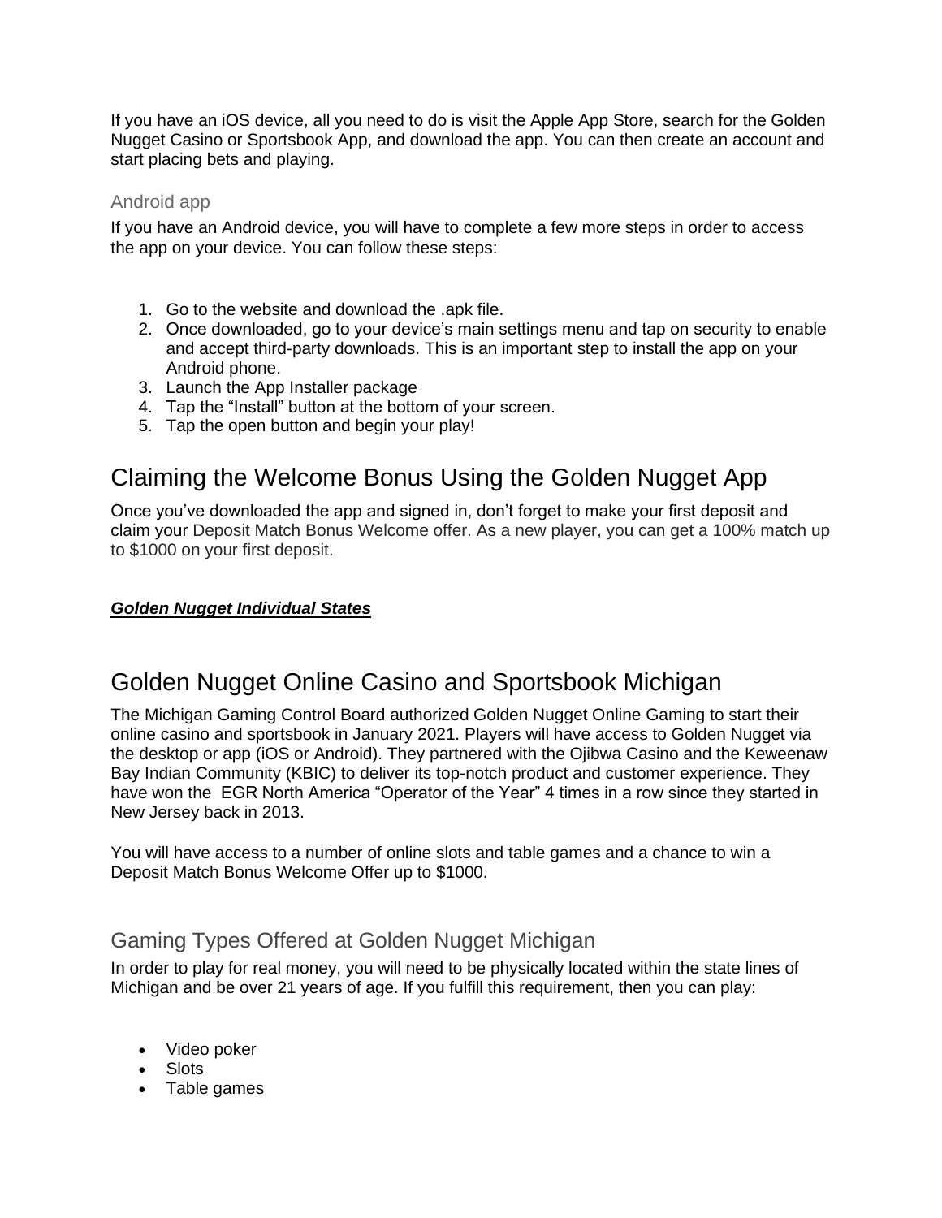If you have an iOS device, all you need to do is visit the Apple App Store, search for the Golden Nugget Casino or Sportsbook App, and download the app. You can then create an account and start placing bets and playing.

### Android app

If you have an Android device, you will have to complete a few more steps in order to access the app on your device. You can follow these steps:

1. Go to the website and download the .apk file.
2. Once downloaded, go to your device's main settings menu and tap on security to enable and accept third-party downloads. This is an important step to install the app on your Android phone.
3. Launch the App Installer package
4. Tap the "Install" button at the bottom of your screen.
5. Tap the open button and begin your play!

## Claiming the Welcome Bonus Using the Golden Nugget App

Once you've downloaded the app and signed in, don't forget to make your first deposit and claim your Deposit Match Bonus Welcome offer. As a new player, you can get a 100% match up to $1000 on your first deposit.

***Golden Nugget Individual States***

## Golden Nugget Online Casino and Sportsbook Michigan

The Michigan Gaming Control Board authorized Golden Nugget Online Gaming to start their online casino and sportsbook in January 2021. Players will have access to Golden Nugget via the desktop or app (iOS or Android). They partnered with the Ojibwa Casino and the Keweenaw Bay Indian Community (KBIC) to deliver its top-notch product and customer experience. They have won the EGR North America "Operator of the Year" 4 times in a row since they started in New Jersey back in 2013.

You will have access to a number of online slots and table games and a chance to win a Deposit Match Bonus Welcome Offer up to $1000.

### Gaming Types Offered at Golden Nugget Michigan

In order to play for real money, you will need to be physically located within the state lines of Michigan and be over 21 years of age. If you fulfill this requirement, then you can play:

- Video poker
- Slots
- Table games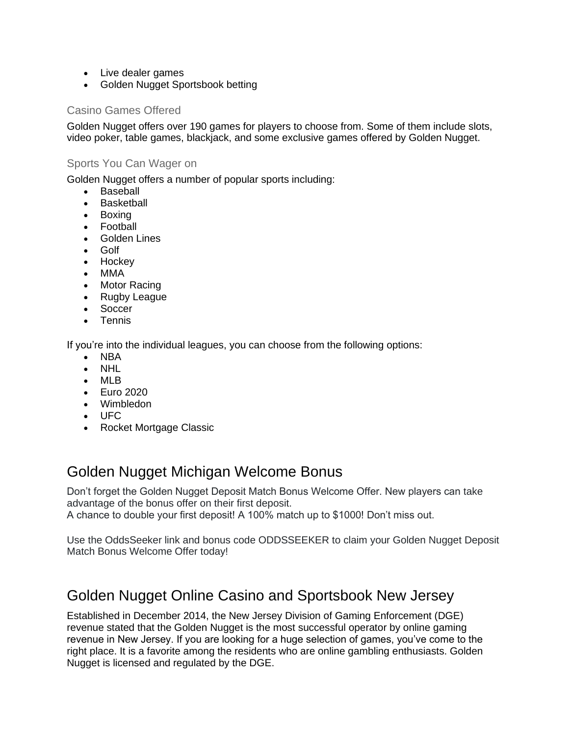- Live dealer games
- Golden Nugget Sportsbook betting

### Casino Games Offered

Golden Nugget offers over 190 games for players to choose from. Some of them include slots, video poker, table games, blackjack, and some exclusive games offered by Golden Nugget.

### Sports You Can Wager on

Golden Nugget offers a number of popular sports including:

- Baseball
- Basketball
- Boxing
- Football
- Golden Lines
- Golf
- Hockey
- MMA
- Motor Racing
- Rugby League
- Soccer
- Tennis

If you're into the individual leagues, you can choose from the following options:

- NBA
- NHL
- MLB
- Euro 2020
- Wimbledon
- UFC
- Rocket Mortgage Classic

## Golden Nugget Michigan Welcome Bonus

Don't forget the Golden Nugget Deposit Match Bonus Welcome Offer. New players can take advantage of the bonus offer on their first deposit.
A chance to double your first deposit! A 100% match up to $1000! Don't miss out.

Use the OddsSeeker link and bonus code ODDSSEEKER to claim your Golden Nugget Deposit Match Bonus Welcome Offer today!

## Golden Nugget Online Casino and Sportsbook New Jersey

Established in December 2014, the New Jersey Division of Gaming Enforcement (DGE) revenue stated that the Golden Nugget is the most successful operator by online gaming revenue in New Jersey. If you are looking for a huge selection of games, you've come to the right place. It is a favorite among the residents who are online gambling enthusiasts. Golden Nugget is licensed and regulated by the DGE.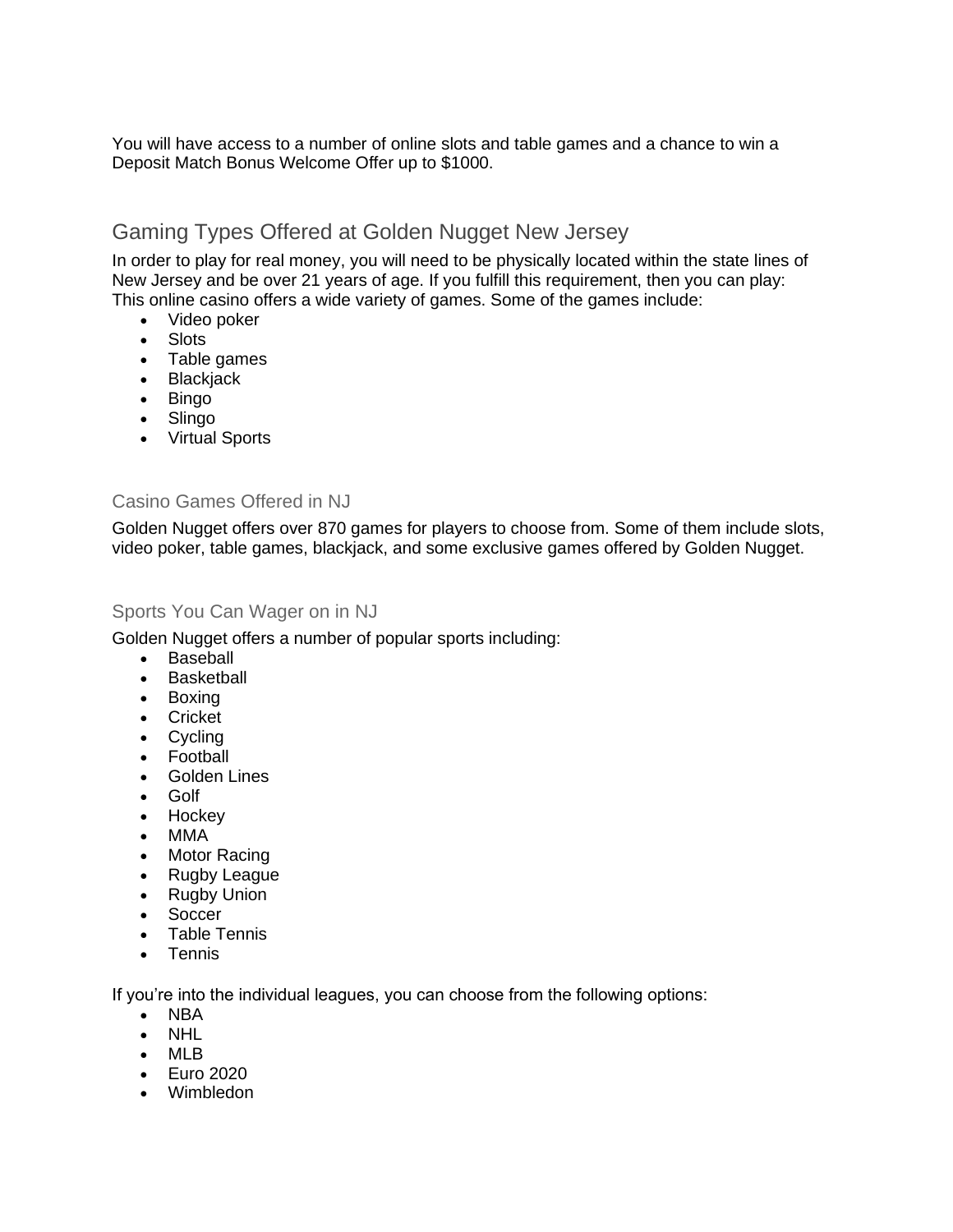You will have access to a number of online slots and table games and a chance to win a Deposit Match Bonus Welcome Offer up to $1000.

## Gaming Types Offered at Golden Nugget New Jersey

In order to play for real money, you will need to be physically located within the state lines of New Jersey and be over 21 years of age. If you fulfill this requirement, then you can play: This online casino offers a wide variety of games. Some of the games include:

- Video poker
- Slots
- Table games
- Blackjack
- Bingo
- Slingo
- Virtual Sports

### Casino Games Offered in NJ

Golden Nugget offers over 870 games for players to choose from. Some of them include slots, video poker, table games, blackjack, and some exclusive games offered by Golden Nugget.

### Sports You Can Wager on in NJ

Golden Nugget offers a number of popular sports including:

- Baseball
- Basketball
- Boxing
- Cricket
- Cycling
- Football
- Golden Lines
- Golf
- Hockey
- MMA
- Motor Racing
- Rugby League
- Rugby Union
- Soccer
- Table Tennis
- Tennis

If you're into the individual leagues, you can choose from the following options:

- NBA
- NHL
- MLB
- Euro 2020
- Wimbledon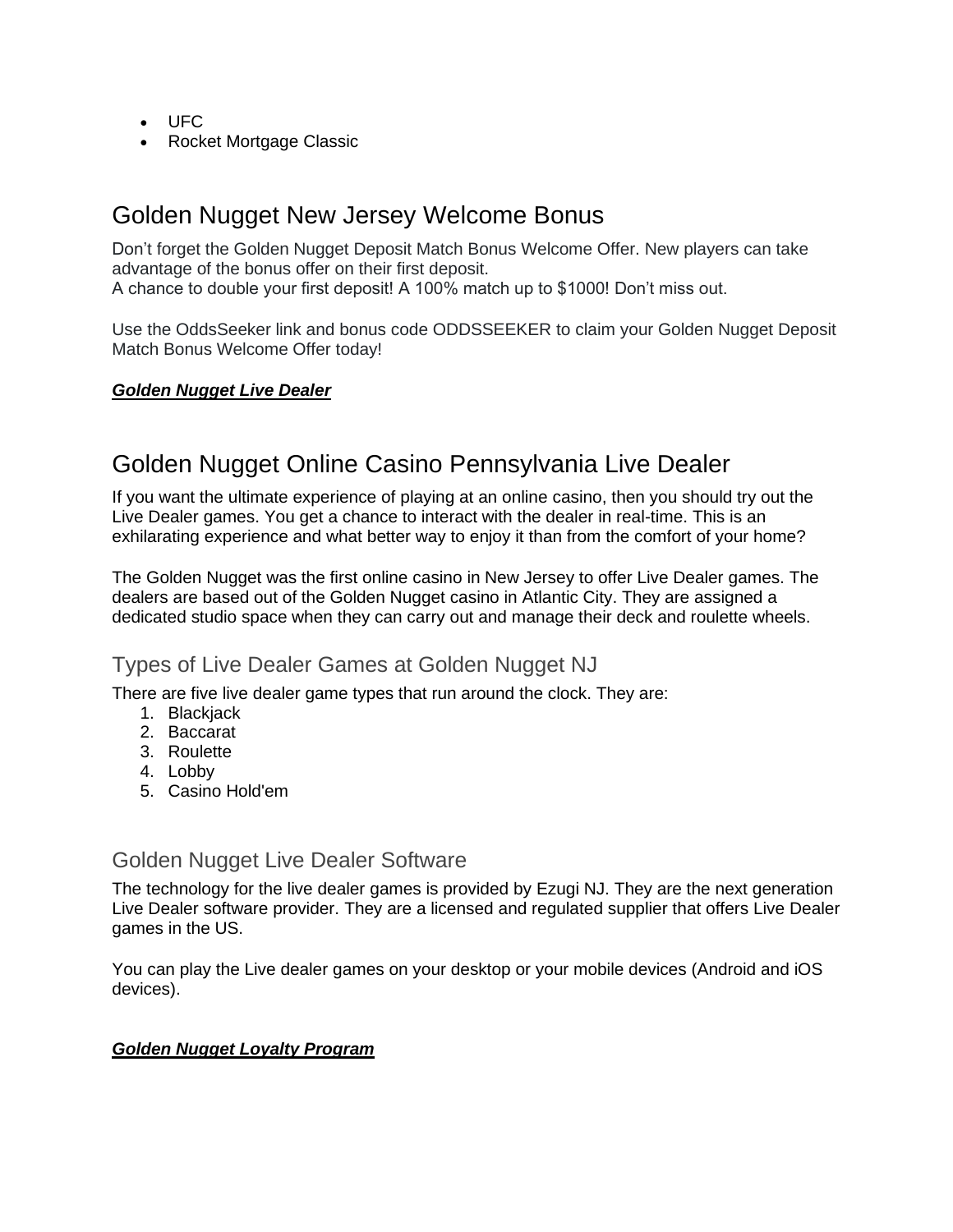- UFC
- Rocket Mortgage Classic

## Golden Nugget New Jersey Welcome Bonus

Don't forget the Golden Nugget Deposit Match Bonus Welcome Offer. New players can take advantage of the bonus offer on their first deposit.
A chance to double your first deposit! A 100% match up to $1000! Don't miss out.

Use the OddsSeeker link and bonus code ODDSSEEKER to claim your Golden Nugget Deposit Match Bonus Welcome Offer today!

***Golden Nugget Live Dealer***

## Golden Nugget Online Casino Pennsylvania Live Dealer

If you want the ultimate experience of playing at an online casino, then you should try out the Live Dealer games. You get a chance to interact with the dealer in real-time. This is an exhilarating experience and what better way to enjoy it than from the comfort of your home?

The Golden Nugget was the first online casino in New Jersey to offer Live Dealer games. The dealers are based out of the Golden Nugget casino in Atlantic City. They are assigned a dedicated studio space when they can carry out and manage their deck and roulette wheels.

### Types of Live Dealer Games at Golden Nugget NJ

There are five live dealer game types that run around the clock. They are:

1. Blackjack
2. Baccarat
3. Roulette
4. Lobby
5. Casino Hold'em

### Golden Nugget Live Dealer Software

The technology for the live dealer games is provided by Ezugi NJ. They are the next generation Live Dealer software provider. They are a licensed and regulated supplier that offers Live Dealer games in the US.

You can play the Live dealer games on your desktop or your mobile devices (Android and iOS devices).

***Golden Nugget Loyalty Program***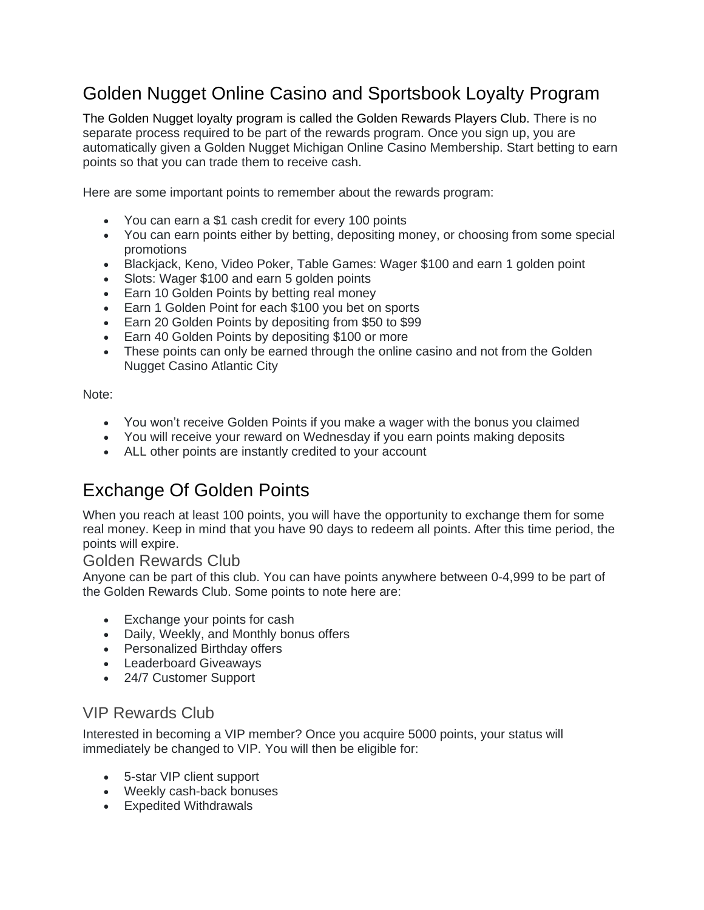# Golden Nugget Online Casino and Sportsbook Loyalty Program

The Golden Nugget loyalty program is called the Golden Rewards Players Club. There is no separate process required to be part of the rewards program. Once you sign up, you are automatically given a Golden Nugget Michigan Online Casino Membership. Start betting to earn points so that you can trade them to receive cash.

Here are some important points to remember about the rewards program:

- You can earn a $1 cash credit for every 100 points
- You can earn points either by betting, depositing money, or choosing from some special promotions
- Blackjack, Keno, Video Poker, Table Games: Wager $100 and earn 1 golden point
- Slots: Wager $100 and earn 5 golden points
- Earn 10 Golden Points by betting real money
- Earn 1 Golden Point for each $100 you bet on sports
- Earn 20 Golden Points by depositing from $50 to $99
- Earn 40 Golden Points by depositing $100 or more
- These points can only be earned through the online casino and not from the Golden Nugget Casino Atlantic City

Note:

- You won't receive Golden Points if you make a wager with the bonus you claimed
- You will receive your reward on Wednesday if you earn points making deposits
- ALL other points are instantly credited to your account

# Exchange Of Golden Points

When you reach at least 100 points, you will have the opportunity to exchange them for some real money. Keep in mind that you have 90 days to redeem all points. After this time period, the points will expire.

## Golden Rewards Club

Anyone can be part of this club. You can have points anywhere between 0-4,999 to be part of the Golden Rewards Club. Some points to note here are:

- Exchange your points for cash
- Daily, Weekly, and Monthly bonus offers
- Personalized Birthday offers
- Leaderboard Giveaways
- 24/7 Customer Support

## VIP Rewards Club

Interested in becoming a VIP member? Once you acquire 5000 points, your status will immediately be changed to VIP. You will then be eligible for:

- 5-star VIP client support
- Weekly cash-back bonuses
- Expedited Withdrawals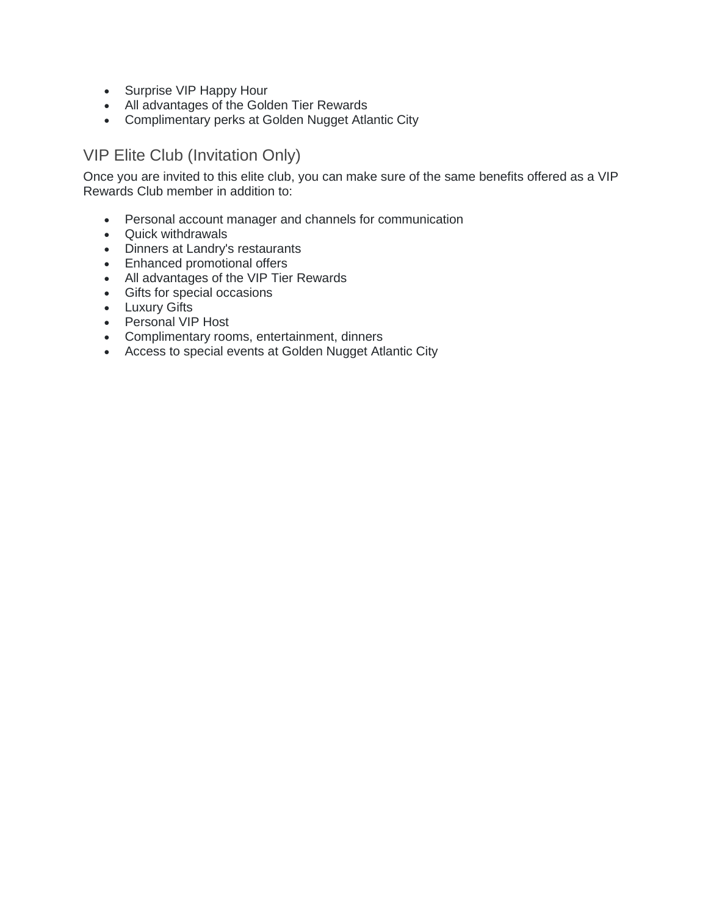- Surprise VIP Happy Hour
- All advantages of the Golden Tier Rewards
- Complimentary perks at Golden Nugget Atlantic City

## VIP Elite Club (Invitation Only)

Once you are invited to this elite club, you can make sure of the same benefits offered as a VIP Rewards Club member in addition to:

- Personal account manager and channels for communication
- Quick withdrawals
- Dinners at Landry's restaurants
- Enhanced promotional offers
- All advantages of the VIP Tier Rewards
- Gifts for special occasions
- Luxury Gifts
- Personal VIP Host
- Complimentary rooms, entertainment, dinners
- Access to special events at Golden Nugget Atlantic City